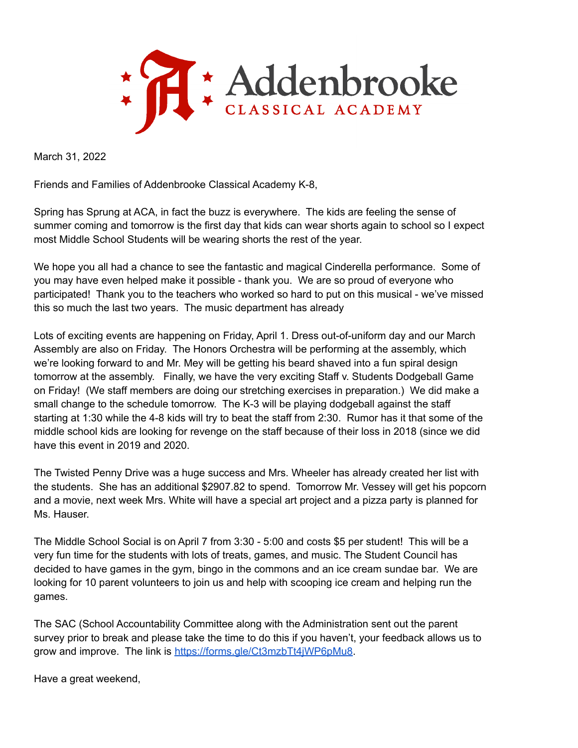Addenbrooke
CLASSICAL ACADEMY

March 31, 2022

Friends and Families of Addenbrooke Classical Academy K-8,

Spring has Sprung at ACA, in fact the buzz is everywhere. The kids are feeling the sense of summer coming and tomorrow is the first day that kids can wear shorts again to school so I expect most Middle School Students will be wearing shorts the rest of the year.

We hope you all had a chance to see the fantastic and magical Cinderella performance. Some of you may have even helped make it possible - thank you. We are so proud of everyone who participated! Thank you to the teachers who worked so hard to put on this musical - we've missed this so much the last two years. The music department has already

Lots of exciting events are happening on Friday, April 1. Dress out-of-uniform day and our March Assembly are also on Friday. The Honors Orchestra will be performing at the assembly, which we're looking forward to and Mr. Mey will be getting his beard shaved into a fun spiral design tomorrow at the assembly. Finally, we have the very exciting Staff v. Students Dodgeball Game on Friday! (We staff members are doing our stretching exercises in preparation.) We did make a small change to the schedule tomorrow. The K-3 will be playing dodgeball against the staff starting at 1:30 while the 4-8 kids will try to beat the staff from 2:30. Rumor has it that some of the middle school kids are looking for revenge on the staff because of their loss in 2018 (since we did have this event in 2019 and 2020.

The Twisted Penny Drive was a huge success and Mrs. Wheeler has already created her list with the students. She has an additional $2907.82 to spend. Tomorrow Mr. Vessey will get his popcorn and a movie, next week Mrs. White will have a special art project and a pizza party is planned for Ms. Hauser.

The Middle School Social is on April 7 from 3:30 - 5:00 and costs $5 per student! This will be a very fun time for the students with lots of treats, games, and music. The Student Council has decided to have games in the gym, bingo in the commons and an ice cream sundae bar. We are looking for 10 parent volunteers to join us and help with scooping ice cream and helping run the games.

The SAC (School Accountability Committee along with the Administration sent out the parent survey prior to break and please take the time to do this if you haven't, your feedback allows us to grow and improve. The link is [https://forms.gle/Ct3mzbTt4jWP6pMu8](https://forms.gle/Ct3mzbTt4jWP6pMu8).

Have a great weekend,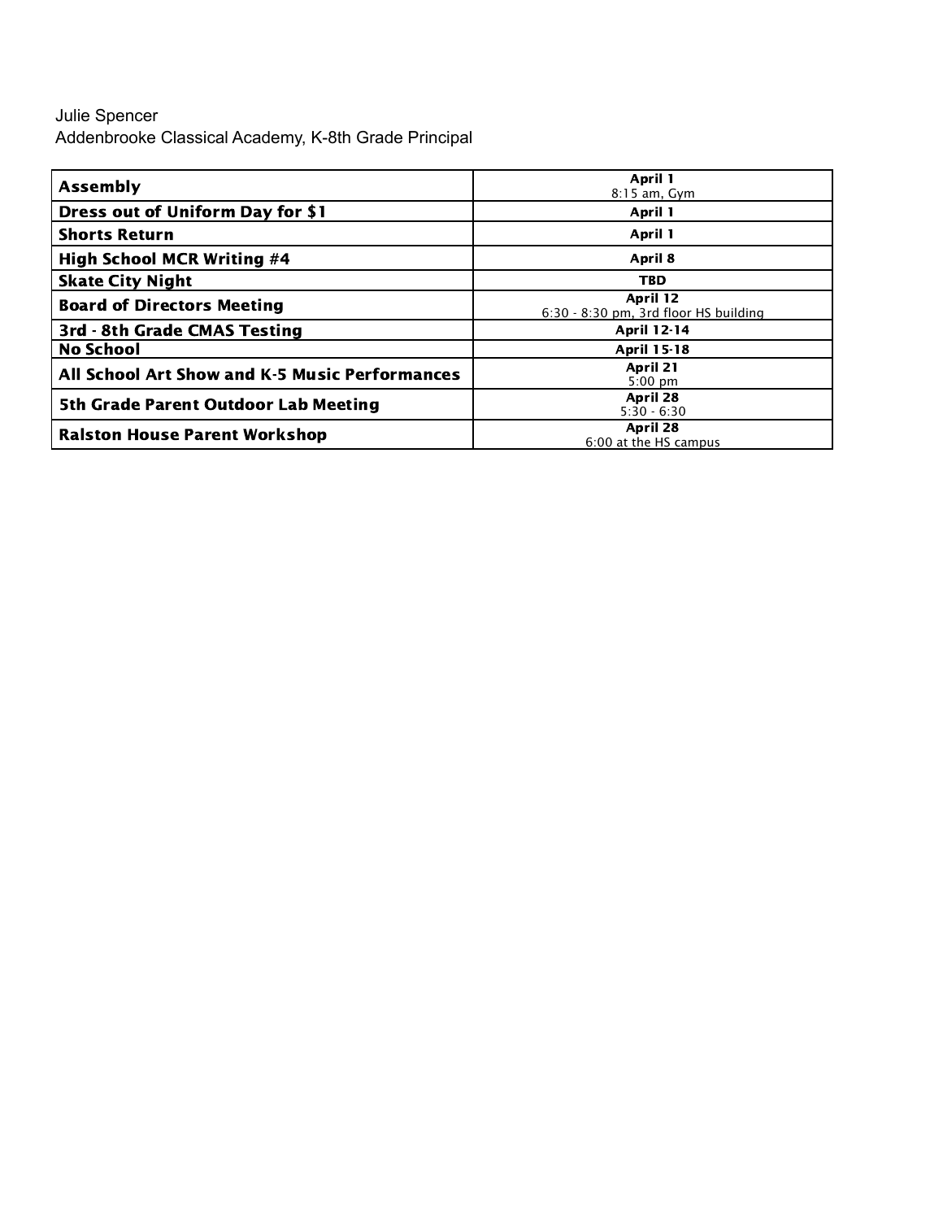Julie Spencer
Addenbrooke Classical Academy, K-8th Grade Principal

| | |
|---|---|
| **Assembly** | **April 1**<br>8:15 am, Gym |
| **Dress out of Uniform Day for $1** | **April 1** |
| **Shorts Return** | **April 1** |
| **High School MCR Writing #4** | **April 8** |
| **Skate City Night** | **TBD** |
| **Board of Directors Meeting** | **April 12**<br>6:30 - 8:30 pm, 3rd floor HS building |
| **3rd - 8th Grade CMAS Testing** | **April 12-14** |
| **No School** | **April 15-18** |
| **All School Art Show and K-5 Music Performances** | **April 21**<br>5:00 pm |
| **5th Grade Parent Outdoor Lab Meeting** | **April 28**<br>5:30 - 6:30 |
| **Ralston House Parent Workshop** | **April 28**<br>6:00 at the HS campus |